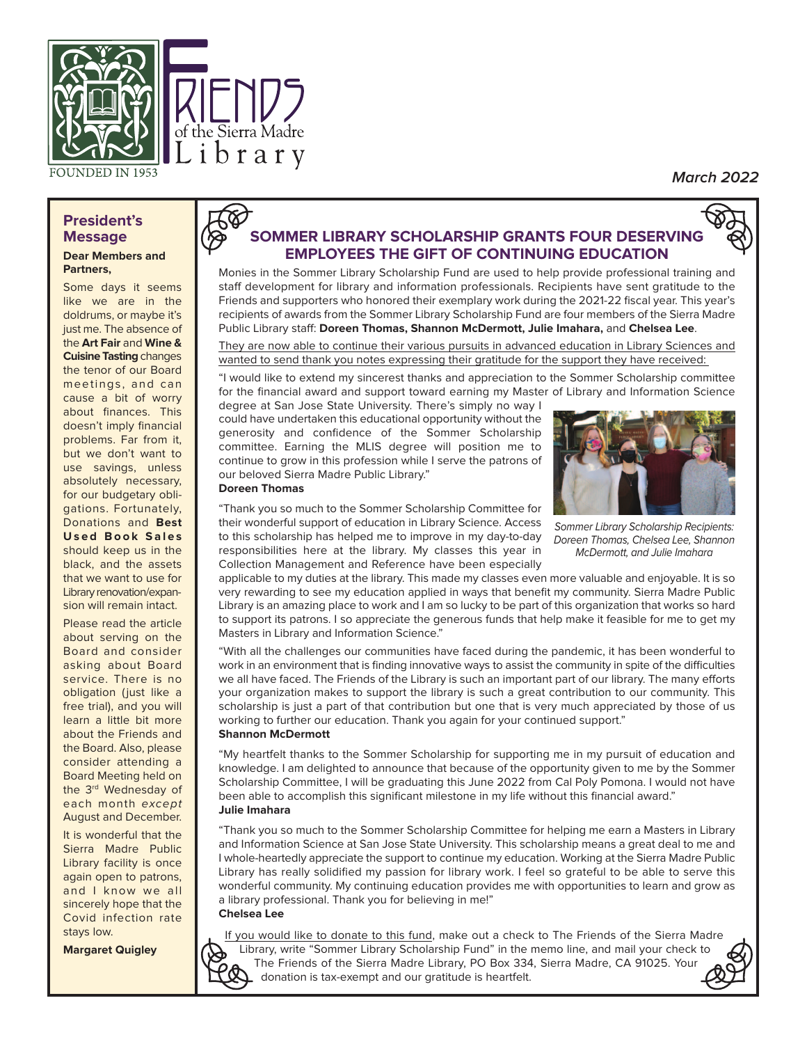# Friends of the Sierra Madre Library

FOUNDED IN 1953

***March 2022***

## President's Message

**Dear Members and Partners,**

Some days it seems like we are in the doldrums, or maybe it's just me. The absence of the **Art Fair** and **Wine & Cuisine Tasting** changes the tenor of our Board meetings, and can cause a bit of worry about finances. This doesn't imply financial problems. Far from it, but we don't want to use savings, unless absolutely necessary, for our budgetary obligations. Fortunately, Donations and **Best Used Book Sales** should keep us in the black, and the assets that we want to use for Library renovation/expansion will remain intact.

Please read the article about serving on the Board and consider asking about Board service. There is no obligation (just like a free trial), and you will learn a little bit more about the Friends and the Board. Also, please consider attending a Board Meeting held on the 3rd Wednesday of each month *except* August and December.

It is wonderful that the Sierra Madre Public Library facility is once again open to patrons, and I know we all sincerely hope that the Covid infection rate stays low.

**Margaret Quigley**

## SOMMER LIBRARY SCHOLARSHIP GRANTS FOUR DESERVING EMPLOYEES THE GIFT OF CONTINUING EDUCATION

Monies in the Sommer Library Scholarship Fund are used to help provide professional training and staff development for library and information professionals. Recipients have sent gratitude to the Friends and supporters who honored their exemplary work during the 2021-22 fiscal year. This year's recipients of awards from the Sommer Library Scholarship Fund are four members of the Sierra Madre Public Library staff: **Doreen Thomas, Shannon McDermott, Julie Imahara,** and **Chelsea Lee**.

They are now able to continue their various pursuits in advanced education in Library Sciences and wanted to send thank you notes expressing their gratitude for the support they have received:

"I would like to extend my sincerest thanks and appreciation to the Sommer Scholarship committee for the financial award and support toward earning my Master of Library and Information Science degree at San Jose State University. There's simply no way I could have undertaken this educational opportunity without the generosity and confidence of the Sommer Scholarship committee. Earning the MLIS degree will position me to continue to grow in this profession while I serve the patrons of our beloved Sierra Madre Public Library."
**Doreen Thomas**

*Sommer Library Scholarship Recipients: Doreen Thomas, Chelsea Lee, Shannon McDermott, and Julie Imahara*

"Thank you so much to the Sommer Scholarship Committee for their wonderful support of education in Library Science. Access to this scholarship has helped me to improve in my day-to-day responsibilities here at the library. My classes this year in Collection Management and Reference have been especially applicable to my duties at the library. This made my classes even more valuable and enjoyable. It is so very rewarding to see my education applied in ways that benefit my community. Sierra Madre Public Library is an amazing place to work and I am so lucky to be part of this organization that works so hard to support its patrons. I so appreciate the generous funds that help make it feasible for me to get my Masters in Library and Information Science."

"With all the challenges our communities have faced during the pandemic, it has been wonderful to work in an environment that is finding innovative ways to assist the community in spite of the difficulties we all have faced. The Friends of the Library is such an important part of our library. The many efforts your organization makes to support the library is such a great contribution to our community. This scholarship is just a part of that contribution but one that is very much appreciated by those of us working to further our education. Thank you again for your continued support."
**Shannon McDermott**

"My heartfelt thanks to the Sommer Scholarship for supporting me in my pursuit of education and knowledge. I am delighted to announce that because of the opportunity given to me by the Sommer Scholarship Committee, I will be graduating this June 2022 from Cal Poly Pomona. I would not have been able to accomplish this significant milestone in my life without this financial award."
**Julie Imahara**

"Thank you so much to the Sommer Scholarship Committee for helping me earn a Masters in Library and Information Science at San Jose State University. This scholarship means a great deal to me and I whole-heartedly appreciate the support to continue my education. Working at the Sierra Madre Public Library has really solidified my passion for library work. I feel so grateful to be able to serve this wonderful community. My continuing education provides me with opportunities to learn and grow as a library professional. Thank you for believing in me!"
**Chelsea Lee**

If you would like to donate to this fund, make out a check to The Friends of the Sierra Madre Library, write "Sommer Library Scholarship Fund" in the memo line, and mail your check to The Friends of the Sierra Madre Library, PO Box 334, Sierra Madre, CA 91025. Your donation is tax-exempt and our gratitude is heartfelt.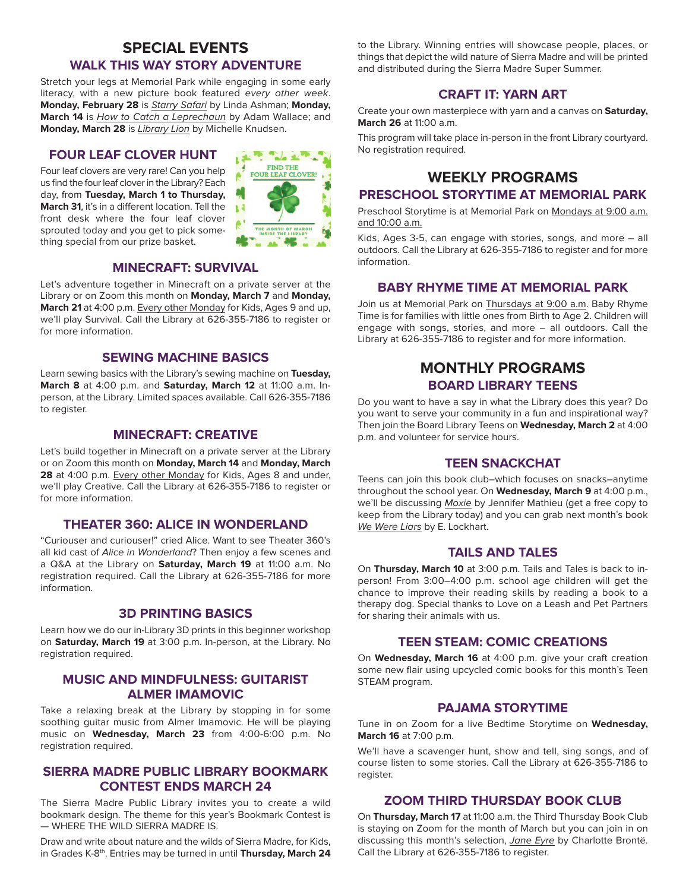# SPECIAL EVENTS

## WALK THIS WAY STORY ADVENTURE

Stretch your legs at Memorial Park while engaging in some early literacy, with a new picture book featured *every other week*. **Monday, February 28** is *Starry Safari* by Linda Ashman; **Monday, March 14** is *How to Catch a Leprechaun* by Adam Wallace; and **Monday, March 28** is *Library Lion* by Michelle Knudsen.

## FOUR LEAF CLOVER HUNT

Four leaf clovers are very rare! Can you help us find the four leaf clover in the Library? Each day, from **Tuesday, March 1 to Thursday, March 31**, it's in a different location. Tell the front desk where the four leaf clover sprouted today and you get to pick something special from our prize basket.

## MINECRAFT: SURVIVAL

Let's adventure together in Minecraft on a private server at the Library or on Zoom this month on **Monday, March 7** and **Monday, March 21** at 4:00 p.m. Every other Monday for Kids, Ages 9 and up, we'll play Survival. Call the Library at 626-355-7186 to register or for more information.

## SEWING MACHINE BASICS

Learn sewing basics with the Library's sewing machine on **Tuesday, March 8** at 4:00 p.m. and **Saturday, March 12** at 11:00 a.m. In-person, at the Library. Limited spaces available. Call 626-355-7186 to register.

## MINECRAFT: CREATIVE

Let's build together in Minecraft on a private server at the Library or on Zoom this month on **Monday, March 14** and **Monday, March 28** at 4:00 p.m. Every other Monday for Kids, Ages 8 and under, we'll play Creative. Call the Library at 626-355-7186 to register or for more information.

## THEATER 360: ALICE IN WONDERLAND

"Curiouser and curiouser!" cried Alice. Want to see Theater 360's all kid cast of *Alice in Wonderland*? Then enjoy a few scenes and a Q&A at the Library on **Saturday, March 19** at 11:00 a.m. No registration required. Call the Library at 626-355-7186 for more information.

## 3D PRINTING BASICS

Learn how we do our in-Library 3D prints in this beginner workshop on **Saturday, March 19** at 3:00 p.m. In-person, at the Library. No registration required.

## MUSIC AND MINDFULNESS: GUITARIST ALMER IMAMOVIC

Take a relaxing break at the Library by stopping in for some soothing guitar music from Almer Imamovic. He will be playing music on **Wednesday, March 23** from 4:00-6:00 p.m. No registration required.

## SIERRA MADRE PUBLIC LIBRARY BOOKMARK CONTEST ENDS MARCH 24

The Sierra Madre Public Library invites you to create a wild bookmark design. The theme for this year's Bookmark Contest is — WHERE THE WILD SIERRA MADRE IS.

Draw and write about nature and the wilds of Sierra Madre, for Kids, in Grades K-8th. Entries may be turned in until **Thursday, March 24** to the Library. Winning entries will showcase people, places, or things that depict the wild nature of Sierra Madre and will be printed and distributed during the Sierra Madre Super Summer.

## CRAFT IT: YARN ART

Create your own masterpiece with yarn and a canvas on **Saturday, March 26** at 11:00 a.m.

This program will take place in-person in the front Library courtyard. No registration required.

# WEEKLY PROGRAMS

## PRESCHOOL STORYTIME AT MEMORIAL PARK

Preschool Storytime is at Memorial Park on Mondays at 9:00 a.m. and 10:00 a.m.

Kids, Ages 3-5, can engage with stories, songs, and more – all outdoors. Call the Library at 626-355-7186 to register and for more information.

## BABY RHYME TIME AT MEMORIAL PARK

Join us at Memorial Park on Thursdays at 9:00 a.m. Baby Rhyme Time is for families with little ones from Birth to Age 2. Children will engage with songs, stories, and more – all outdoors. Call the Library at 626-355-7186 to register and for more information.

# MONTHLY PROGRAMS

## BOARD LIBRARY TEENS

Do you want to have a say in what the Library does this year? Do you want to serve your community in a fun and inspirational way? Then join the Board Library Teens on **Wednesday, March 2** at 4:00 p.m. and volunteer for service hours.

## TEEN SNACKCHAT

Teens can join this book club–which focuses on snacks–anytime throughout the school year. On **Wednesday, March 9** at 4:00 p.m., we'll be discussing *Moxie* by Jennifer Mathieu (get a free copy to keep from the Library today) and you can grab next month's book *We Were Liars* by E. Lockhart.

## TAILS AND TALES

On **Thursday, March 10** at 3:00 p.m. Tails and Tales is back to in-person! From 3:00–4:00 p.m. school age children will get the chance to improve their reading skills by reading a book to a therapy dog. Special thanks to Love on a Leash and Pet Partners for sharing their animals with us.

## TEEN STEAM: COMIC CREATIONS

On **Wednesday, March 16** at 4:00 p.m. give your craft creation some new flair using upcycled comic books for this month's Teen STEAM program.

## PAJAMA STORYTIME

Tune in on Zoom for a live Bedtime Storytime on **Wednesday, March 16** at 7:00 p.m.

We'll have a scavenger hunt, show and tell, sing songs, and of course listen to some stories. Call the Library at 626-355-7186 to register.

## ZOOM THIRD THURSDAY BOOK CLUB

On **Thursday, March 17** at 11:00 a.m. the Third Thursday Book Club is staying on Zoom for the month of March but you can join in on discussing this month's selection, *Jane Eyre* by Charlotte Brontë. Call the Library at 626-355-7186 to register.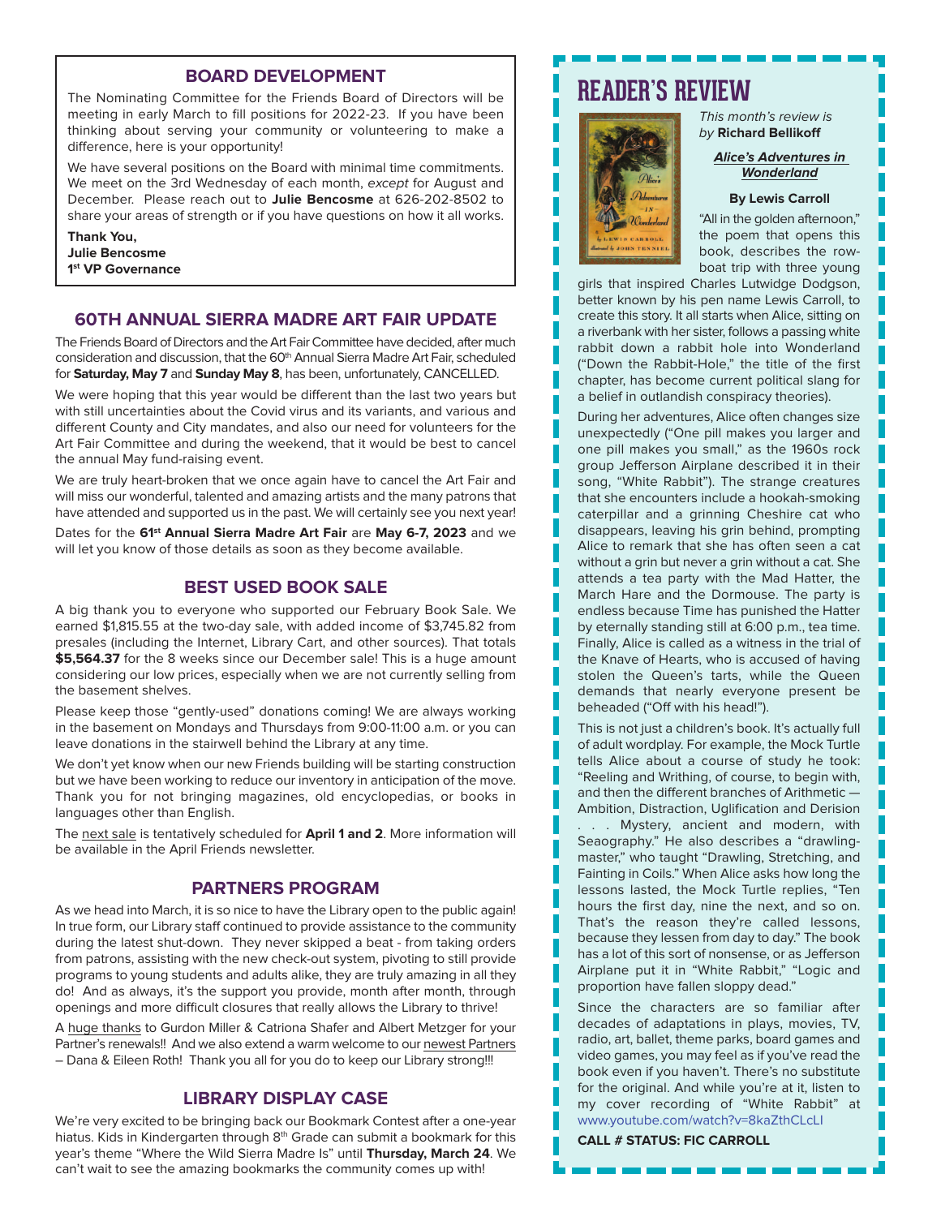## BOARD DEVELOPMENT

The Nominating Committee for the Friends Board of Directors will be meeting in early March to fill positions for 2022-23. If you have been thinking about serving your community or volunteering to make a difference, here is your opportunity!

We have several positions on the Board with minimal time commitments. We meet on the 3rd Wednesday of each month, *except* for August and December. Please reach out to **Julie Bencosme** at 626-202-8502 to share your areas of strength or if you have questions on how it all works.

**Thank You,**
**Julie Bencosme**
**1st VP Governance**

## 60TH ANNUAL SIERRA MADRE ART FAIR UPDATE

The Friends Board of Directors and the Art Fair Committee have decided, after much consideration and discussion, that the 60th Annual Sierra Madre Art Fair, scheduled for **Saturday, May 7** and **Sunday May 8**, has been, unfortunately, CANCELLED.

We were hoping that this year would be different than the last two years but with still uncertainties about the Covid virus and its variants, and various and different County and City mandates, and also our need for volunteers for the Art Fair Committee and during the weekend, that it would be best to cancel the annual May fund-raising event.

We are truly heart-broken that we once again have to cancel the Art Fair and will miss our wonderful, talented and amazing artists and the many patrons that have attended and supported us in the past. We will certainly see you next year!

Dates for the **61st Annual Sierra Madre Art Fair** are **May 6-7, 2023** and we will let you know of those details as soon as they become available.

## BEST USED BOOK SALE

A big thank you to everyone who supported our February Book Sale. We earned $1,815.55 at the two-day sale, with added income of $3,745.82 from presales (including the Internet, Library Cart, and other sources). That totals **$5,564.37** for the 8 weeks since our December sale! This is a huge amount considering our low prices, especially when we are not currently selling from the basement shelves.

Please keep those "gently-used" donations coming! We are always working in the basement on Mondays and Thursdays from 9:00-11:00 a.m. or you can leave donations in the stairwell behind the Library at any time.

We don't yet know when our new Friends building will be starting construction but we have been working to reduce our inventory in anticipation of the move. Thank you for not bringing magazines, old encyclopedias, or books in languages other than English.

The next sale is tentatively scheduled for **April 1 and 2**. More information will be available in the April Friends newsletter.

## PARTNERS PROGRAM

As we head into March, it is so nice to have the Library open to the public again! In true form, our Library staff continued to provide assistance to the community during the latest shut-down. They never skipped a beat - from taking orders from patrons, assisting with the new check-out system, pivoting to still provide programs to young students and adults alike, they are truly amazing in all they do! And as always, it's the support you provide, month after month, through openings and more difficult closures that really allows the Library to thrive!

A huge thanks to Gurdon Miller & Catriona Shafer and Albert Metzger for your Partner's renewals!! And we also extend a warm welcome to our newest Partners – Dana & Eileen Roth! Thank you all for you do to keep our Library strong!!!

## LIBRARY DISPLAY CASE

We're very excited to be bringing back our Bookmark Contest after a one-year hiatus. Kids in Kindergarten through 8th Grade can submit a bookmark for this year's theme "Where the Wild Sierra Madre Is" until **Thursday, March 24**. We can't wait to see the amazing bookmarks the community comes up with!

## READER'S REVIEW

*This month's review is by* **Richard Bellikoff**

***Alice's Adventures in Wonderland***

**By Lewis Carroll**

"All in the golden afternoon," the poem that opens this book, describes the row-boat trip with three young girls that inspired Charles Lutwidge Dodgson, better known by his pen name Lewis Carroll, to create this story. It all starts when Alice, sitting on a riverbank with her sister, follows a passing white rabbit down a rabbit hole into Wonderland ("Down the Rabbit-Hole," the title of the first chapter, has become current political slang for a belief in outlandish conspiracy theories).

During her adventures, Alice often changes size unexpectedly ("One pill makes you larger and one pill makes you small," as the 1960s rock group Jefferson Airplane described it in their song, "White Rabbit"). The strange creatures that she encounters include a hookah-smoking caterpillar and a grinning Cheshire cat who disappears, leaving his grin behind, prompting Alice to remark that she has often seen a cat without a grin but never a grin without a cat. She attends a tea party with the Mad Hatter, the March Hare and the Dormouse. The party is endless because Time has punished the Hatter by eternally standing still at 6:00 p.m., tea time. Finally, Alice is called as a witness in the trial of the Knave of Hearts, who is accused of having stolen the Queen's tarts, while the Queen demands that nearly everyone present be beheaded ("Off with his head!").

This is not just a children's book. It's actually full of adult wordplay. For example, the Mock Turtle tells Alice about a course of study he took: "Reeling and Writhing, of course, to begin with, and then the different branches of Arithmetic — Ambition, Distraction, Uglification and Derision . . . Mystery, ancient and modern, with Seaography." He also describes a "drawling-master," who taught "Drawling, Stretching, and Fainting in Coils." When Alice asks how long the lessons lasted, the Mock Turtle replies, "Ten hours the first day, nine the next, and so on. That's the reason they're called lessons, because they lessen from day to day." The book has a lot of this sort of nonsense, or as Jefferson Airplane put it in "White Rabbit," "Logic and proportion have fallen sloppy dead."

Since the characters are so familiar after decades of adaptations in plays, movies, TV, radio, art, ballet, theme parks, board games and video games, you may feel as if you've read the book even if you haven't. There's no substitute for the original. And while you're at it, listen to my cover recording of "White Rabbit" at www.youtube.com/watch?v=8kaZthCLcLI

**CALL # STATUS: FIC CARROLL**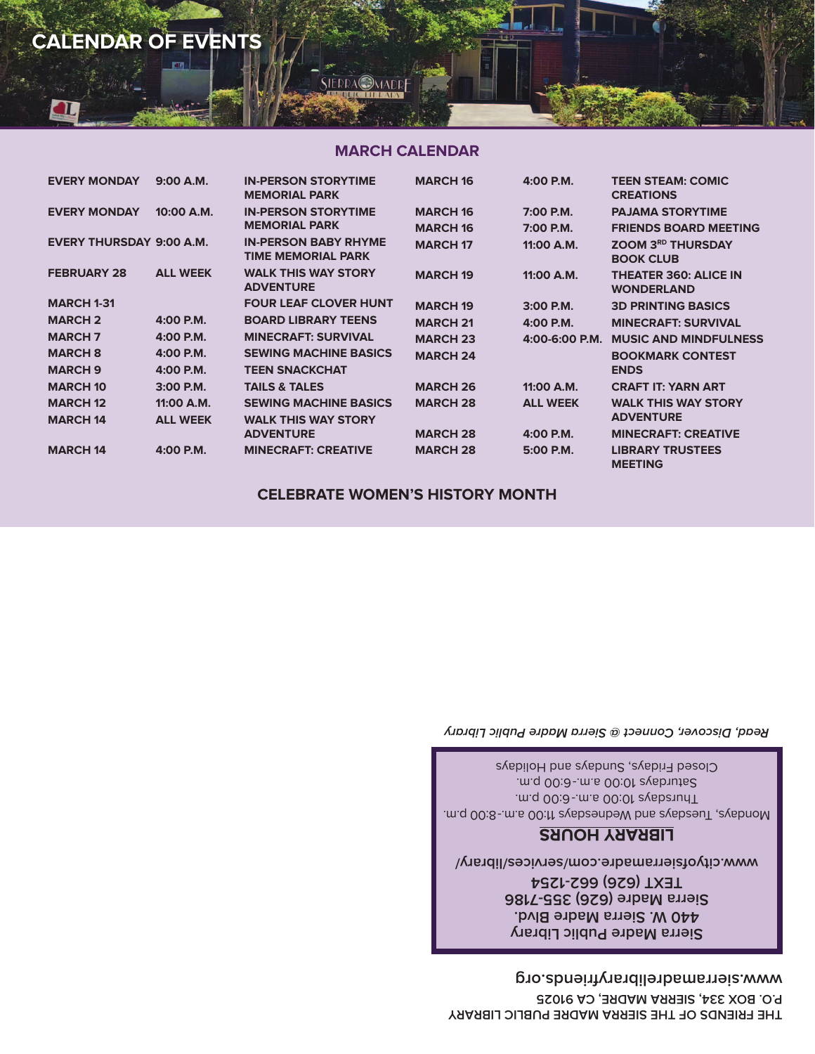# CALENDAR OF EVENTS

## MARCH CALENDAR

| | | |
|---|---|---|
| EVERY MONDAY | 9:00 A.M. | IN-PERSON STORYTIME MEMORIAL PARK |
| EVERY MONDAY | 10:00 A.M. | IN-PERSON STORYTIME MEMORIAL PARK |
| EVERY THURSDAY | 9:00 A.M. | IN-PERSON BABY RHYME TIME MEMORIAL PARK |
| FEBRUARY 28 | ALL WEEK | WALK THIS WAY STORY ADVENTURE |
| MARCH 1-31 | | FOUR LEAF CLOVER HUNT |
| MARCH 2 | 4:00 P.M. | BOARD LIBRARY TEENS |
| MARCH 7 | 4:00 P.M. | MINECRAFT: SURVIVAL |
| MARCH 8 | 4:00 P.M. | SEWING MACHINE BASICS |
| MARCH 9 | 4:00 P.M. | TEEN SNACKCHAT |
| MARCH 10 | 3:00 P.M. | TAILS & TALES |
| MARCH 12 | 11:00 A.M. | SEWING MACHINE BASICS |
| MARCH 14 | ALL WEEK | WALK THIS WAY STORY ADVENTURE |
| MARCH 14 | 4:00 P.M. | MINECRAFT: CREATIVE |
| MARCH 16 | 4:00 P.M. | TEEN STEAM: COMIC CREATIONS |
| MARCH 16 | 7:00 P.M. | PAJAMA STORYTIME |
| MARCH 16 | 7:00 P.M. | FRIENDS BOARD MEETING |
| MARCH 17 | 11:00 A.M. | ZOOM 3RD THURSDAY BOOK CLUB |
| MARCH 19 | 11:00 A.M. | THEATER 360: ALICE IN WONDERLAND |
| MARCH 19 | 3:00 P.M. | 3D PRINTING BASICS |
| MARCH 21 | 4:00 P.M. | MINECRAFT: SURVIVAL |
| MARCH 23 | 4:00-6:00 P.M. | MUSIC AND MINDFULNESS |
| MARCH 24 | | BOOKMARK CONTEST ENDS |
| MARCH 26 | 11:00 A.M. | CRAFT IT: YARN ART |
| MARCH 28 | ALL WEEK | WALK THIS WAY STORY ADVENTURE |
| MARCH 28 | 4:00 P.M. | MINECRAFT: CREATIVE |
| MARCH 28 | 5:00 P.M. | LIBRARY TRUSTEES MEETING |

**CELEBRATE WOMEN'S HISTORY MONTH**

*Read, Discover, Connect @ Sierra Madre Public Library*

Sierra Madre Public Library
440 W. Sierra Madre Blvd.
Sierra Madre (626) 355-7186
TEXT (626) 662-1254
www.cityofsierramadre.com/services/library/

**LIBRARY HOURS**

Mondays, Tuesdays and Wednesdays 11:00 a.m.-8:00 p.m.
Thursdays 10:00 a.m.-6:00 p.m.
Saturdays 10:00 a.m.-6:00 p.m.
Closed Fridays, Sundays and Holidays

THE FRIENDS OF THE SIERRA MADRE PUBLIC LIBRARY
P.O. BOX 334, SIERRA MADRE, CA 91025
www.sierramadrelibraryfriends.org